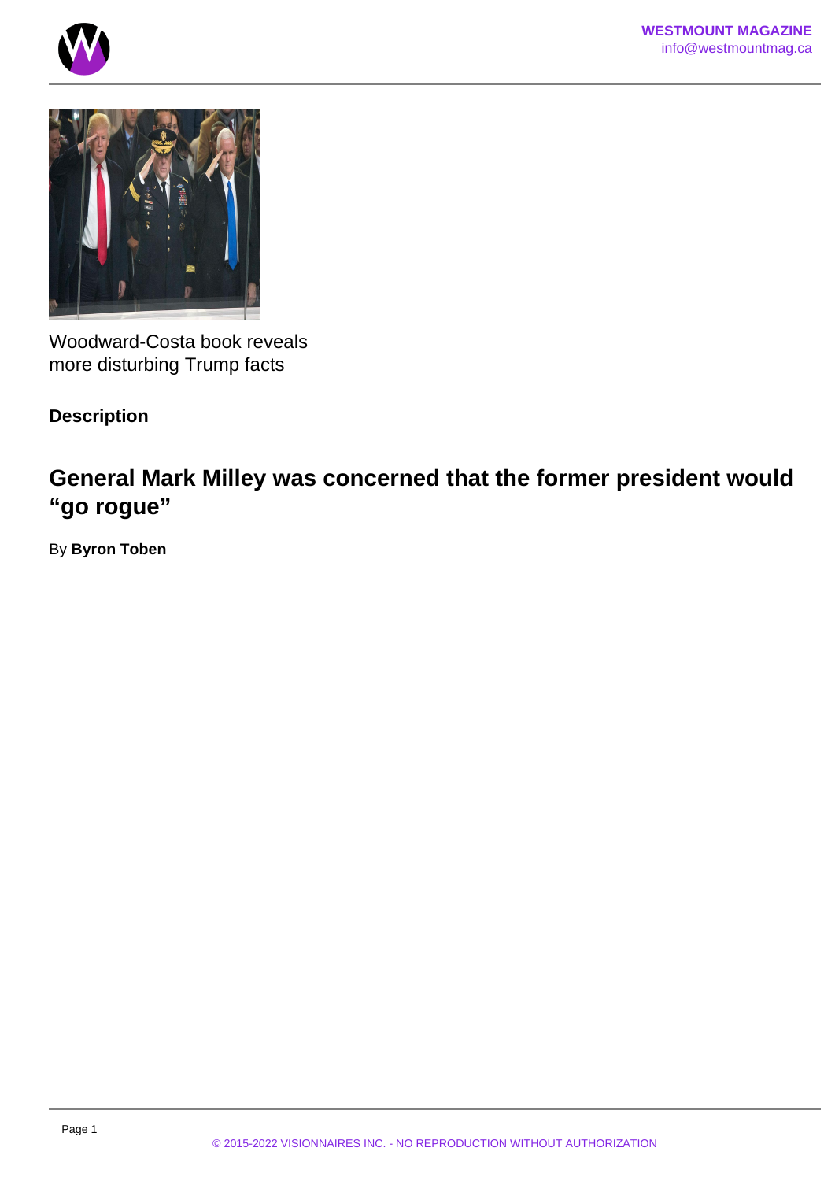Woodward-Costa book reveals more disturbing Trump facts

**Description**

## General Mark Milley was concerned that the former president would "go rogue"

By **Byron Toben**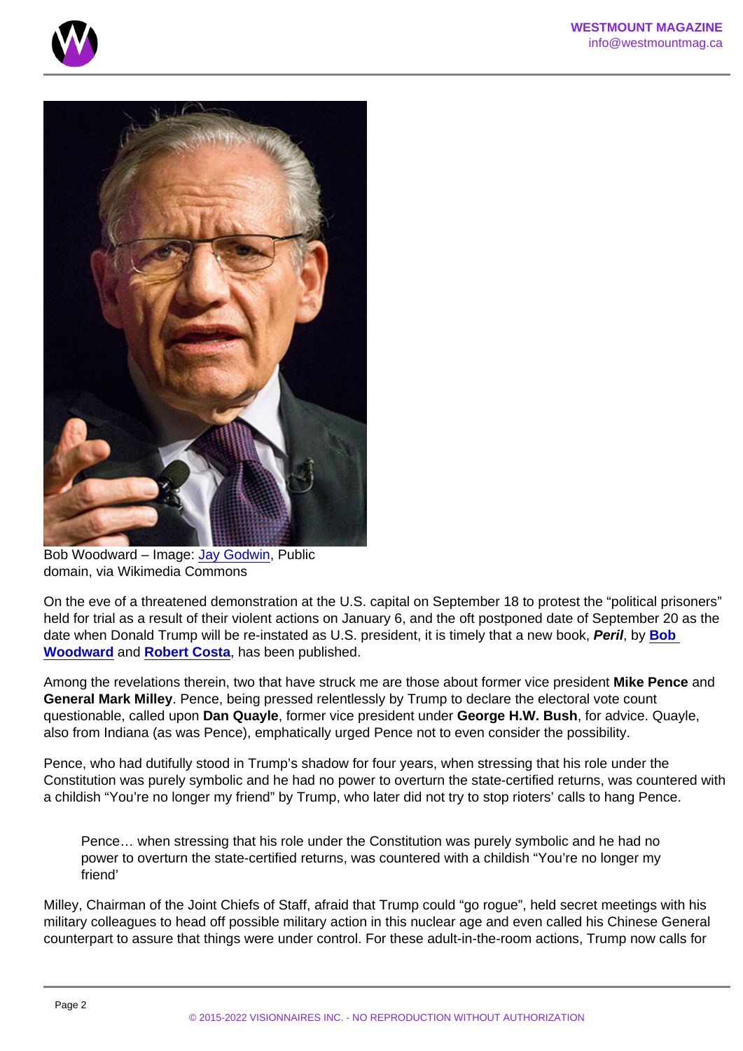Bob Woodward – Image: Jay Godwin, Public domain, via Wikimedia Commons

On the eve of a threatened demonstration at the U.S. capital on September 18 to protest the "political prisoners" held for trial as a result of their violent actions on January 6, and the oft postponed date of September 20 as the date when Donald Trump will be re-instated as U.S. president, it is timely that a new book, ***Peril***, by **Bob Woodward** and **Robert Costa**, has been published.

Among the revelations therein, two that have struck me are those about former vice president **Mike Pence** and **General Mark Milley**. Pence, being pressed relentlessly by Trump to declare the electoral vote count questionable, called upon **Dan Quayle**, former vice president under **George H.W. Bush**, for advice. Quayle, also from Indiana (as was Pence), emphatically urged Pence not to even consider the possibility.

Pence, who had dutifully stood in Trump's shadow for four years, when stressing that his role under the Constitution was purely symbolic and he had no power to overturn the state-certified returns, was countered with a childish "You're no longer my friend" by Trump, who later did not try to stop rioters' calls to hang Pence.

> Pence… when stressing that his role under the Constitution was purely symbolic and he had no power to overturn the state-certified returns, was countered with a childish "You're no longer my friend'

Milley, Chairman of the Joint Chiefs of Staff, afraid that Trump could "go rogue", held secret meetings with his military colleagues to head off possible military action in this nuclear age and even called his Chinese General counterpart to assure that things were under control. For these adult-in-the-room actions, Trump now calls for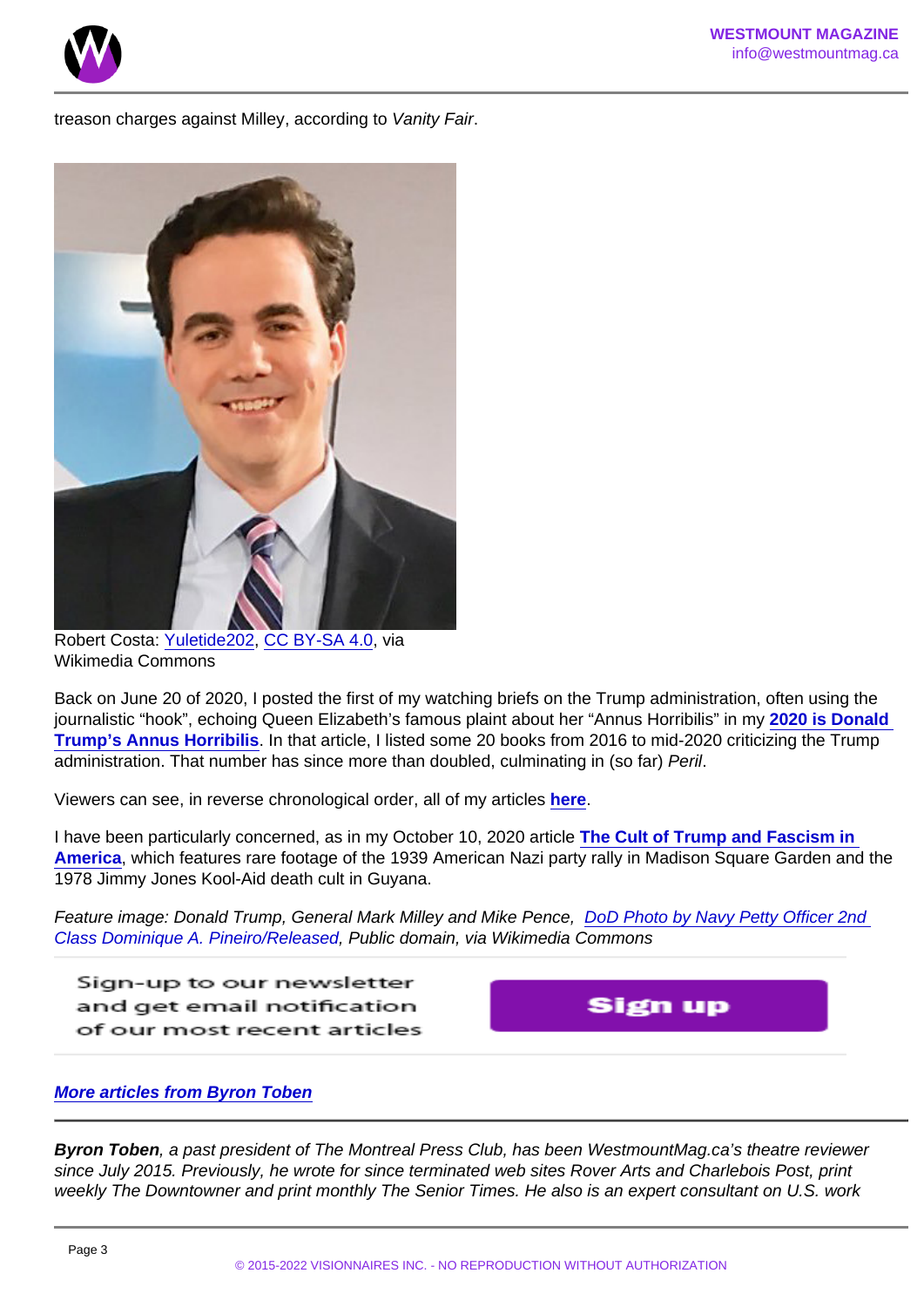treason charges against Milley, according to *Vanity Fair*.

Robert Costa: Yuletide202, CC BY-SA 4.0, via Wikimedia Commons

Back on June 20 of 2020, I posted the first of my watching briefs on the Trump administration, often using the journalistic "hook", echoing Queen Elizabeth's famous plaint about her "Annus Horribilis" in my **2020 is Donald Trump's Annus Horribilis**. In that article, I listed some 20 books from 2016 to mid-2020 criticizing the Trump administration. That number has since more than doubled, culminating in (so far) *Peril*.

Viewers can see, in reverse chronological order, all of my articles **here**.

I have been particularly concerned, as in my October 10, 2020 article **The Cult of Trump and Fascism in America**, which features rare footage of the 1939 American Nazi party rally in Madison Square Garden and the 1978 Jimmy Jones Kool-Aid death cult in Guyana.

*Feature image: Donald Trump, General Mark Milley and Mike Pence, DoD Photo by Navy Petty Officer 2nd Class Dominique A. Pineiro/Released, Public domain, via Wikimedia Commons*

Sign-up to our newsletter and get email notification of our most recent articles

Sign up

***More articles from Byron Toben***

***Byron Toben**, a past president of The Montreal Press Club, has been WestmountMag.ca's theatre reviewer since July 2015. Previously, he wrote for since terminated web sites Rover Arts and Charlebois Post, print weekly The Downtowner and print monthly The Senior Times. He also is an expert consultant on U.S. work*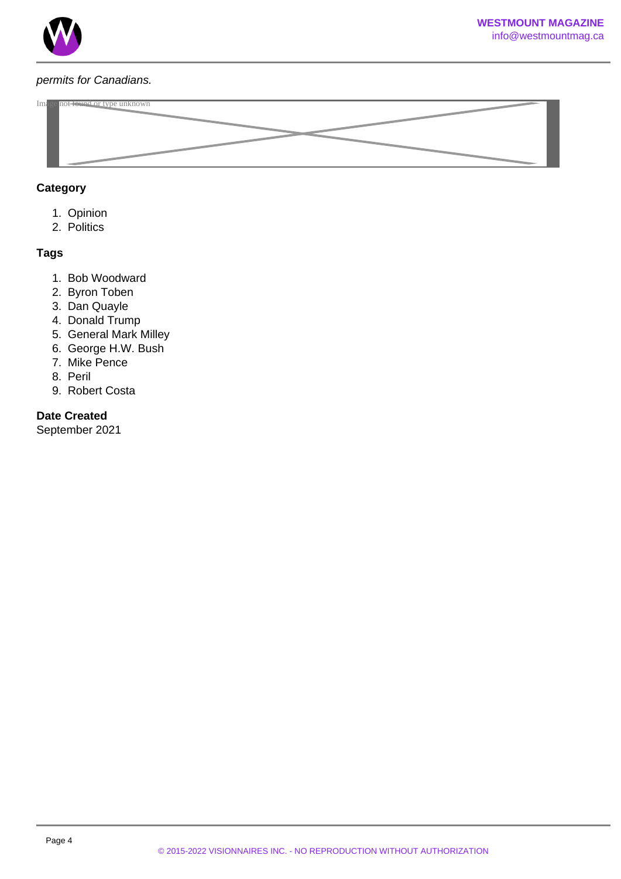*permits for Canadians.*

Image not found or type unknown

**Category**

1. Opinion
2. Politics

**Tags**

1. Bob Woodward
2. Byron Toben
3. Dan Quayle
4. Donald Trump
5. General Mark Milley
6. George H.W. Bush
7. Mike Pence
8. Peril
9. Robert Costa

**Date Created**
September 2021